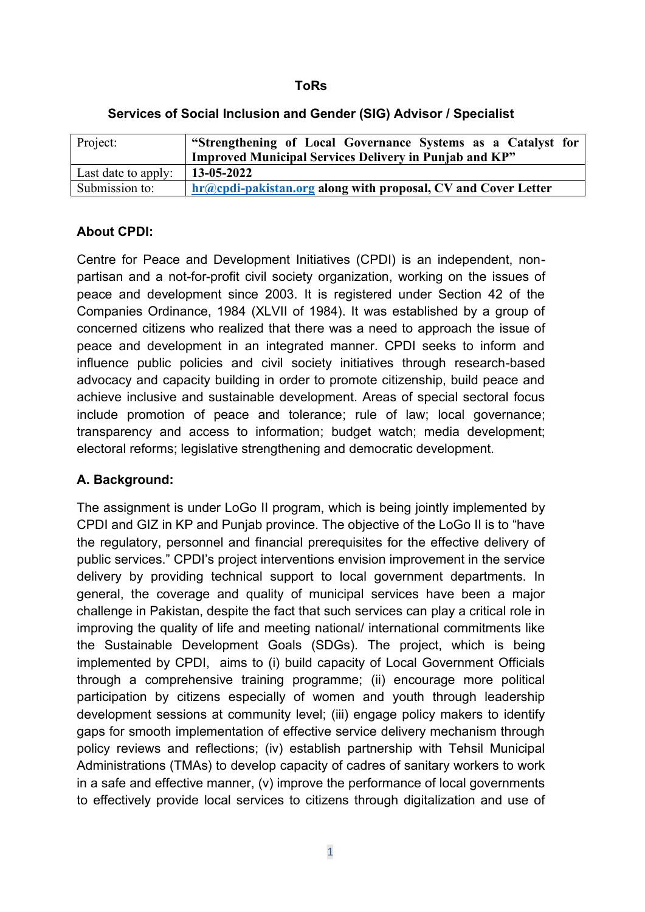**ToRs**

**Services of Social Inclusion and Gender (SIG) Advisor / Specialist**

| Project: | **"Strengthening of Local Governance Systems as a Catalyst for Improved Municipal Services Delivery in Punjab and KP"** |
|---|---|
| Last date to apply: | **13-05-2022** |
| Submission to: | **hr@cpdi-pakistan.org along with proposal, CV and Cover Letter** |

## About CPDI:

Centre for Peace and Development Initiatives (CPDI) is an independent, non-partisan and a not-for-profit civil society organization, working on the issues of peace and development since 2003. It is registered under Section 42 of the Companies Ordinance, 1984 (XLVII of 1984). It was established by a group of concerned citizens who realized that there was a need to approach the issue of peace and development in an integrated manner. CPDI seeks to inform and influence public policies and civil society initiatives through research-based advocacy and capacity building in order to promote citizenship, build peace and achieve inclusive and sustainable development. Areas of special sectoral focus include promotion of peace and tolerance; rule of law; local governance; transparency and access to information; budget watch; media development; electoral reforms; legislative strengthening and democratic development.

## A. Background:

The assignment is under LoGo II program, which is being jointly implemented by CPDI and GIZ in KP and Punjab province. The objective of the LoGo II is to "have the regulatory, personnel and financial prerequisites for the effective delivery of public services." CPDI's project interventions envision improvement in the service delivery by providing technical support to local government departments. In general, the coverage and quality of municipal services have been a major challenge in Pakistan, despite the fact that such services can play a critical role in improving the quality of life and meeting national/ international commitments like the Sustainable Development Goals (SDGs). The project, which is being implemented by CPDI, aims to (i) build capacity of Local Government Officials through a comprehensive training programme; (ii) encourage more political participation by citizens especially of women and youth through leadership development sessions at community level; (iii) engage policy makers to identify gaps for smooth implementation of effective service delivery mechanism through policy reviews and reflections; (iv) establish partnership with Tehsil Municipal Administrations (TMAs) to develop capacity of cadres of sanitary workers to work in a safe and effective manner, (v) improve the performance of local governments to effectively provide local services to citizens through digitalization and use of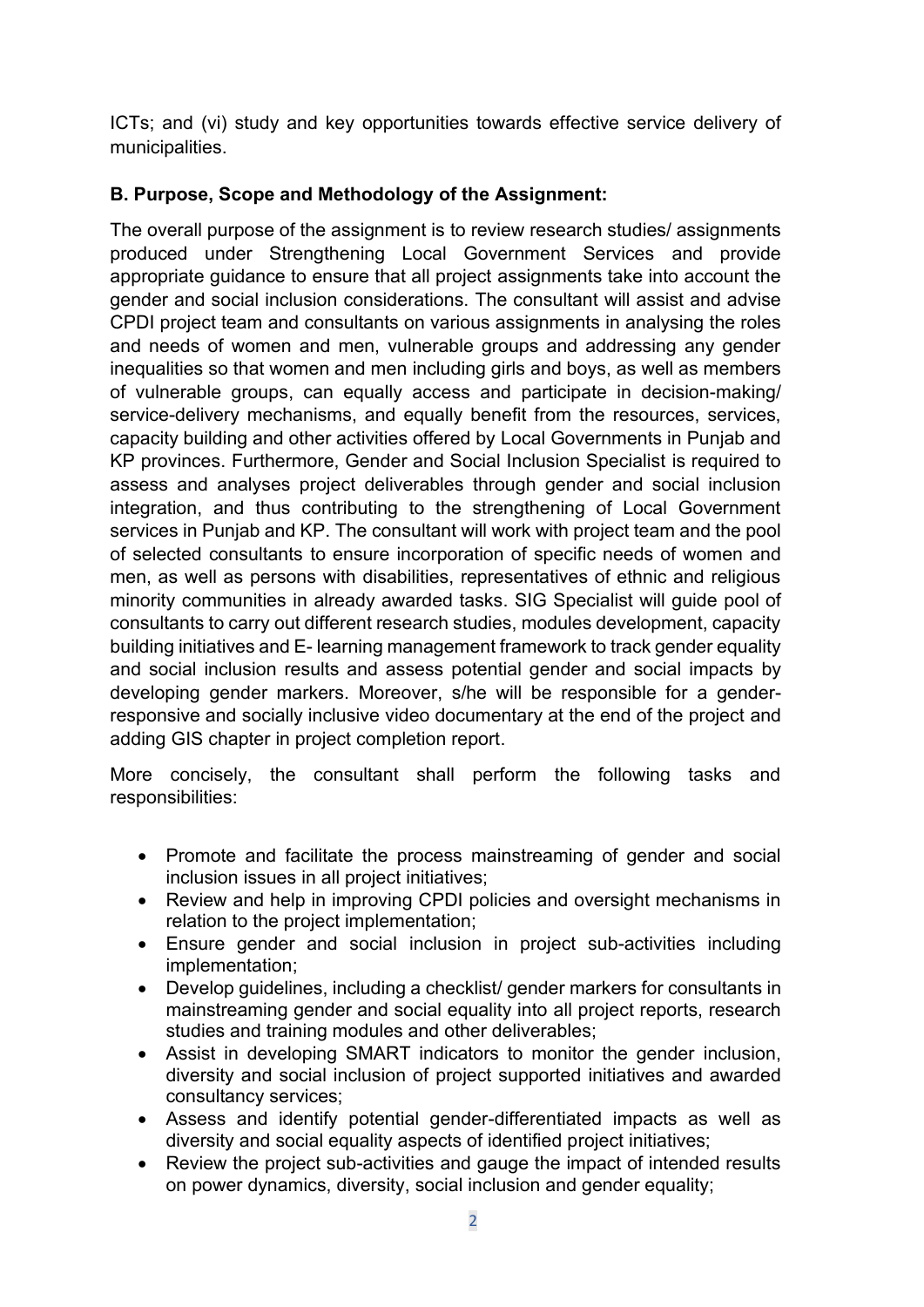ICTs; and (vi) study and key opportunities towards effective service delivery of municipalities.

**B. Purpose, Scope and Methodology of the Assignment:**

The overall purpose of the assignment is to review research studies/ assignments produced under Strengthening Local Government Services and provide appropriate guidance to ensure that all project assignments take into account the gender and social inclusion considerations. The consultant will assist and advise CPDI project team and consultants on various assignments in analysing the roles and needs of women and men, vulnerable groups and addressing any gender inequalities so that women and men including girls and boys, as well as members of vulnerable groups, can equally access and participate in decision-making/ service-delivery mechanisms, and equally benefit from the resources, services, capacity building and other activities offered by Local Governments in Punjab and KP provinces. Furthermore, Gender and Social Inclusion Specialist is required to assess and analyses project deliverables through gender and social inclusion integration, and thus contributing to the strengthening of Local Government services in Punjab and KP. The consultant will work with project team and the pool of selected consultants to ensure incorporation of specific needs of women and men, as well as persons with disabilities, representatives of ethnic and religious minority communities in already awarded tasks. SIG Specialist will guide pool of consultants to carry out different research studies, modules development, capacity building initiatives and E- learning management framework to track gender equality and social inclusion results and assess potential gender and social impacts by developing gender markers. Moreover, s/he will be responsible for a gender-responsive and socially inclusive video documentary at the end of the project and adding GIS chapter in project completion report.

More concisely, the consultant shall perform the following tasks and responsibilities:

- Promote and facilitate the process mainstreaming of gender and social inclusion issues in all project initiatives;
- Review and help in improving CPDI policies and oversight mechanisms in relation to the project implementation;
- Ensure gender and social inclusion in project sub-activities including implementation;
- Develop guidelines, including a checklist/ gender markers for consultants in mainstreaming gender and social equality into all project reports, research studies and training modules and other deliverables;
- Assist in developing SMART indicators to monitor the gender inclusion, diversity and social inclusion of project supported initiatives and awarded consultancy services;
- Assess and identify potential gender-differentiated impacts as well as diversity and social equality aspects of identified project initiatives;
- Review the project sub-activities and gauge the impact of intended results on power dynamics, diversity, social inclusion and gender equality;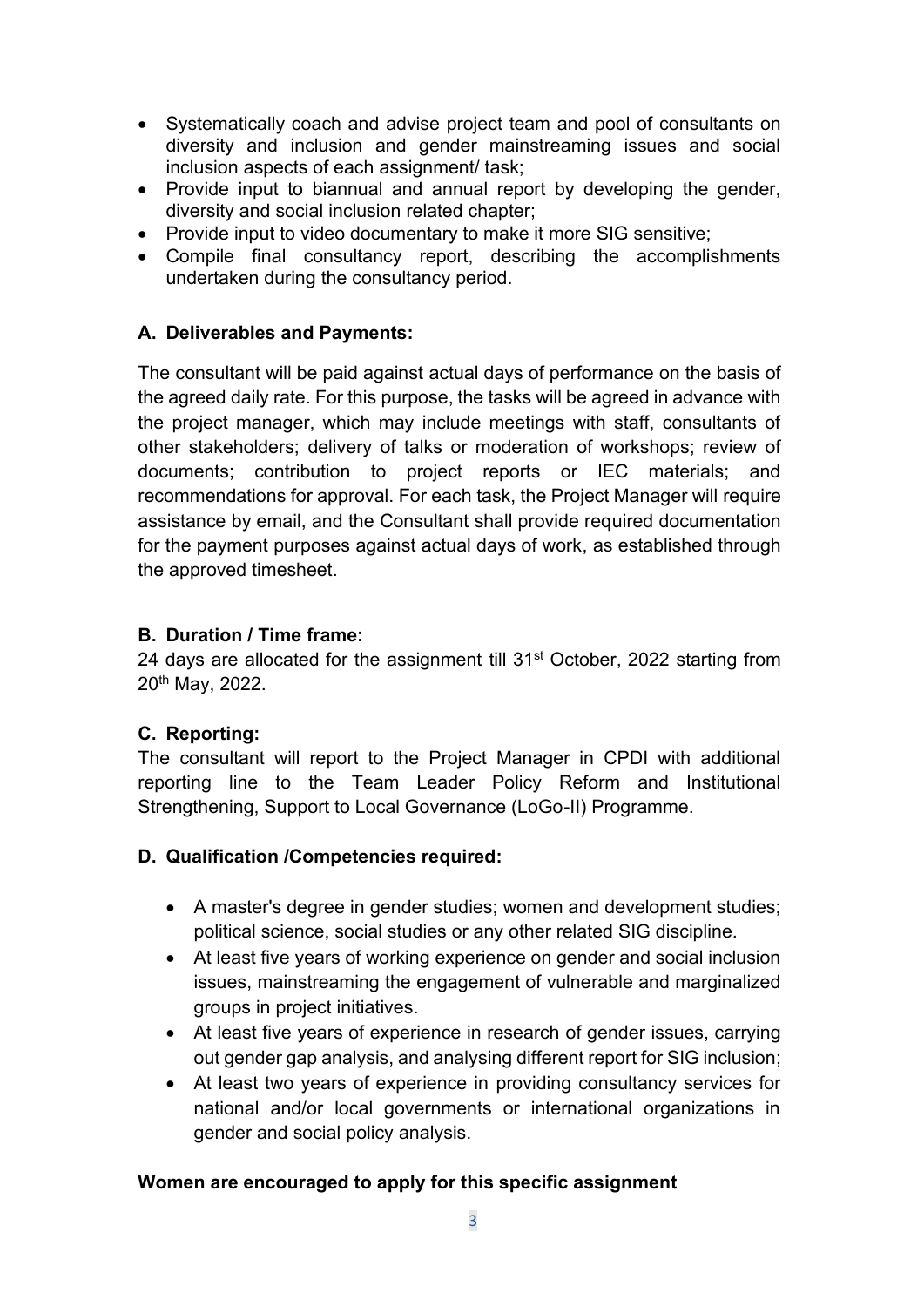- Systematically coach and advise project team and pool of consultants on diversity and inclusion and gender mainstreaming issues and social inclusion aspects of each assignment/ task;
- Provide input to biannual and annual report by developing the gender, diversity and social inclusion related chapter;
- Provide input to video documentary to make it more SIG sensitive;
- Compile final consultancy report, describing the accomplishments undertaken during the consultancy period.

### A. Deliverables and Payments:

The consultant will be paid against actual days of performance on the basis of the agreed daily rate. For this purpose, the tasks will be agreed in advance with the project manager, which may include meetings with staff, consultants of other stakeholders; delivery of talks or moderation of workshops; review of documents; contribution to project reports or IEC materials; and recommendations for approval. For each task, the Project Manager will require assistance by email, and the Consultant shall provide required documentation for the payment purposes against actual days of work, as established through the approved timesheet.

### B. Duration / Time frame:

24 days are allocated for the assignment till 31st October, 2022 starting from 20th May, 2022.

### C. Reporting:

The consultant will report to the Project Manager in CPDI with additional reporting line to the Team Leader Policy Reform and Institutional Strengthening, Support to Local Governance (LoGo-II) Programme.

### D. Qualification /Competencies required:

- A master's degree in gender studies; women and development studies; political science, social studies or any other related SIG discipline.
- At least five years of working experience on gender and social inclusion issues, mainstreaming the engagement of vulnerable and marginalized groups in project initiatives.
- At least five years of experience in research of gender issues, carrying out gender gap analysis, and analysing different report for SIG inclusion;
- At least two years of experience in providing consultancy services for national and/or local governments or international organizations in gender and social policy analysis.

**Women are encouraged to apply for this specific assignment**